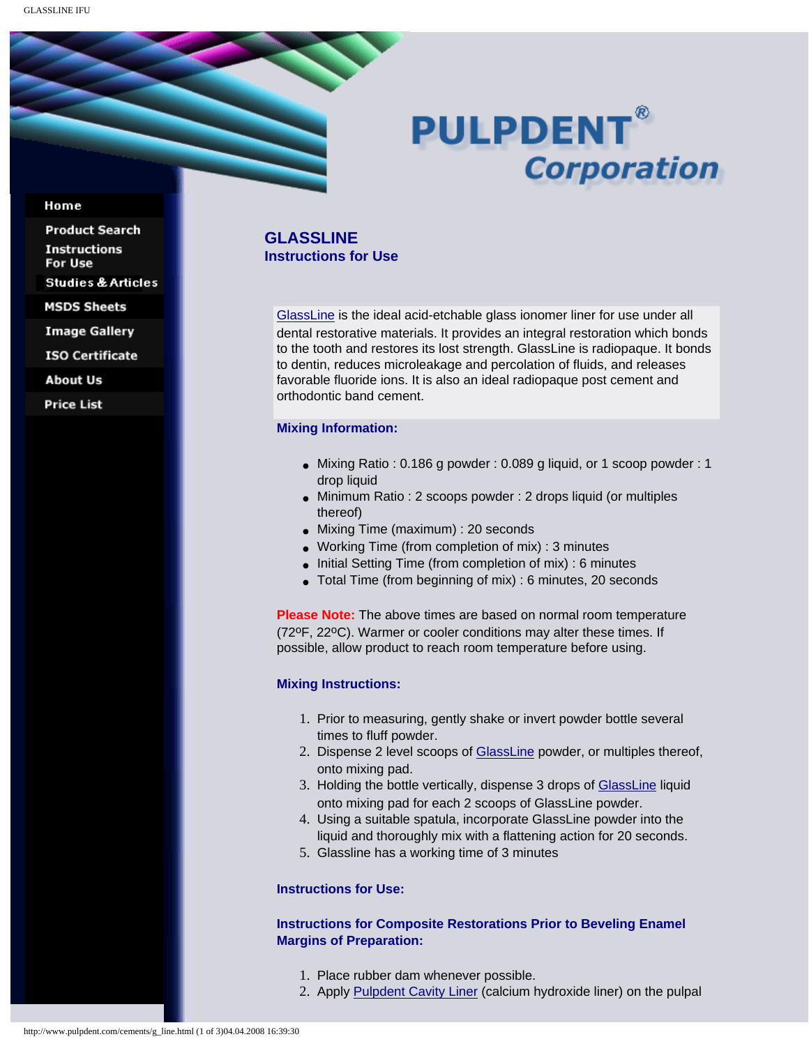# GLASSLINE

## Instructions for Use

GlassLine is the ideal acid-etchable glass ionomer liner for use under all dental restorative materials. It provides an integral restoration which bonds to the tooth and restores its lost strength. GlassLine is radiopaque. It bonds to dentin, reduces microleakage and percolation of fluids, and releases favorable fluoride ions. It is also an ideal radiopaque post cement and orthodontic band cement.

### Mixing Information:

- Mixing Ratio : 0.186 g powder : 0.089 g liquid, or 1 scoop powder : 1 drop liquid
- Minimum Ratio : 2 scoops powder : 2 drops liquid (or multiples thereof)
- Mixing Time (maximum) : 20 seconds
- Working Time (from completion of mix) : 3 minutes
- Initial Setting Time (from completion of mix) : 6 minutes
- Total Time (from beginning of mix) : 6 minutes, 20 seconds

**Please Note:** The above times are based on normal room temperature (72ºF, 22ºC). Warmer or cooler conditions may alter these times. If possible, allow product to reach room temperature before using.

### Mixing Instructions:

1. Prior to measuring, gently shake or invert powder bottle several times to fluff powder.
2. Dispense 2 level scoops of GlassLine powder, or multiples thereof, onto mixing pad.
3. Holding the bottle vertically, dispense 3 drops of GlassLine liquid onto mixing pad for each 2 scoops of GlassLine powder.
4. Using a suitable spatula, incorporate GlassLine powder into the liquid and thoroughly mix with a flattening action for 20 seconds.
5. Glassline has a working time of 3 minutes

### Instructions for Use:

### Instructions for Composite Restorations Prior to Beveling Enamel Margins of Preparation:

1. Place rubber dam whenever possible.
2. Apply Pulpdent Cavity Liner (calcium hydroxide liner) on the pulpal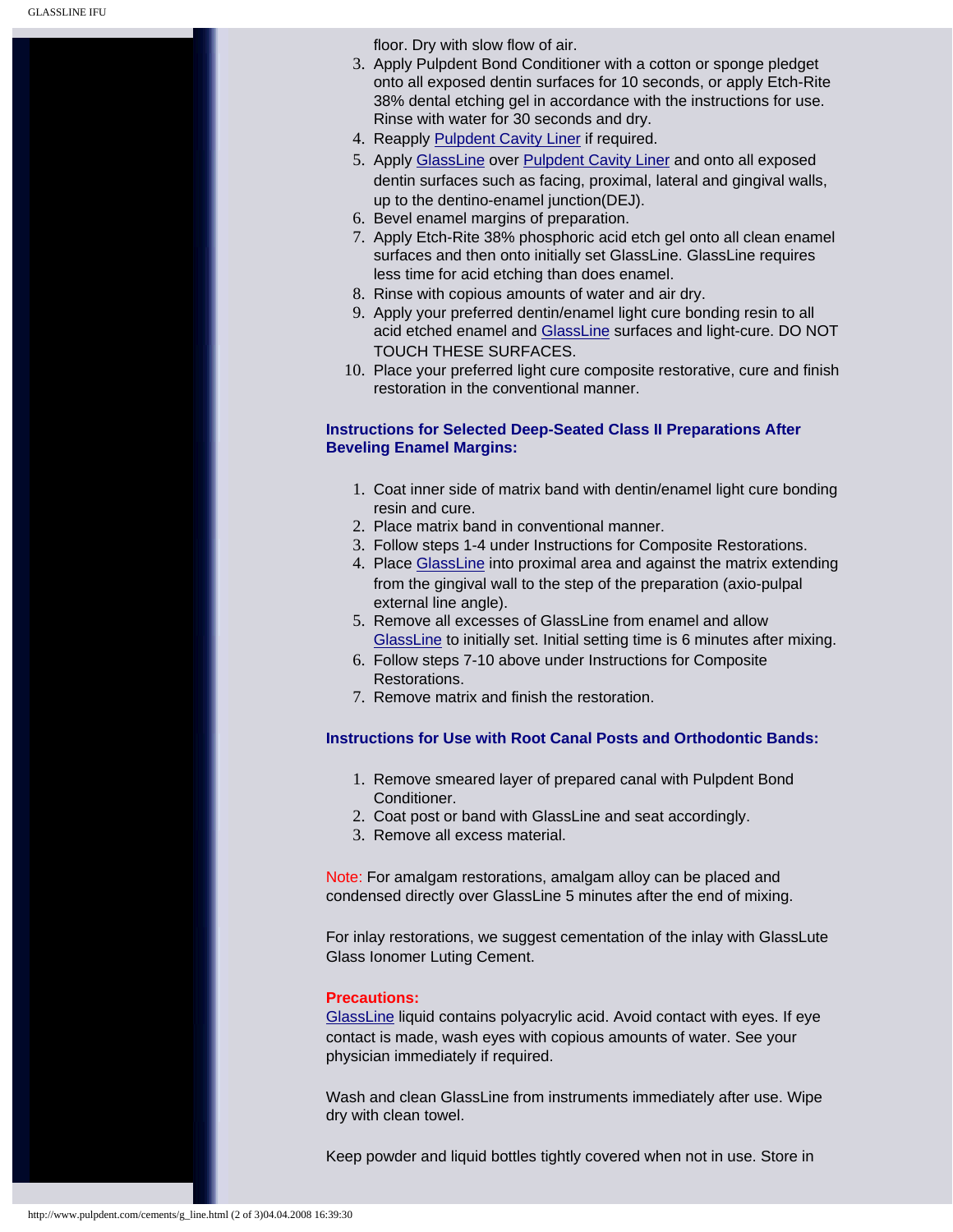floor. Dry with slow flow of air.

3. Apply Pulpdent Bond Conditioner with a cotton or sponge pledget onto all exposed dentin surfaces for 10 seconds, or apply Etch-Rite 38% dental etching gel in accordance with the instructions for use. Rinse with water for 30 seconds and dry.
4. Reapply Pulpdent Cavity Liner if required.
5. Apply GlassLine over Pulpdent Cavity Liner and onto all exposed dentin surfaces such as facing, proximal, lateral and gingival walls, up to the dentino-enamel junction(DEJ).
6. Bevel enamel margins of preparation.
7. Apply Etch-Rite 38% phosphoric acid etch gel onto all clean enamel surfaces and then onto initially set GlassLine. GlassLine requires less time for acid etching than does enamel.
8. Rinse with copious amounts of water and air dry.
9. Apply your preferred dentin/enamel light cure bonding resin to all acid etched enamel and GlassLine surfaces and light-cure. DO NOT TOUCH THESE SURFACES.
10. Place your preferred light cure composite restorative, cure and finish restoration in the conventional manner.

**Instructions for Selected Deep-Seated Class II Preparations After Beveling Enamel Margins:**

1. Coat inner side of matrix band with dentin/enamel light cure bonding resin and cure.
2. Place matrix band in conventional manner.
3. Follow steps 1-4 under Instructions for Composite Restorations.
4. Place GlassLine into proximal area and against the matrix extending from the gingival wall to the step of the preparation (axio-pulpal external line angle).
5. Remove all excesses of GlassLine from enamel and allow GlassLine to initially set. Initial setting time is 6 minutes after mixing.
6. Follow steps 7-10 above under Instructions for Composite Restorations.
7. Remove matrix and finish the restoration.

**Instructions for Use with Root Canal Posts and Orthodontic Bands:**

1. Remove smeared layer of prepared canal with Pulpdent Bond Conditioner.
2. Coat post or band with GlassLine and seat accordingly.
3. Remove all excess material.

Note: For amalgam restorations, amalgam alloy can be placed and condensed directly over GlassLine 5 minutes after the end of mixing.

For inlay restorations, we suggest cementation of the inlay with GlassLute Glass Ionomer Luting Cement.

**Precautions:**

GlassLine liquid contains polyacrylic acid. Avoid contact with eyes. If eye contact is made, wash eyes with copious amounts of water. See your physician immediately if required.

Wash and clean GlassLine from instruments immediately after use. Wipe dry with clean towel.

Keep powder and liquid bottles tightly covered when not in use. Store in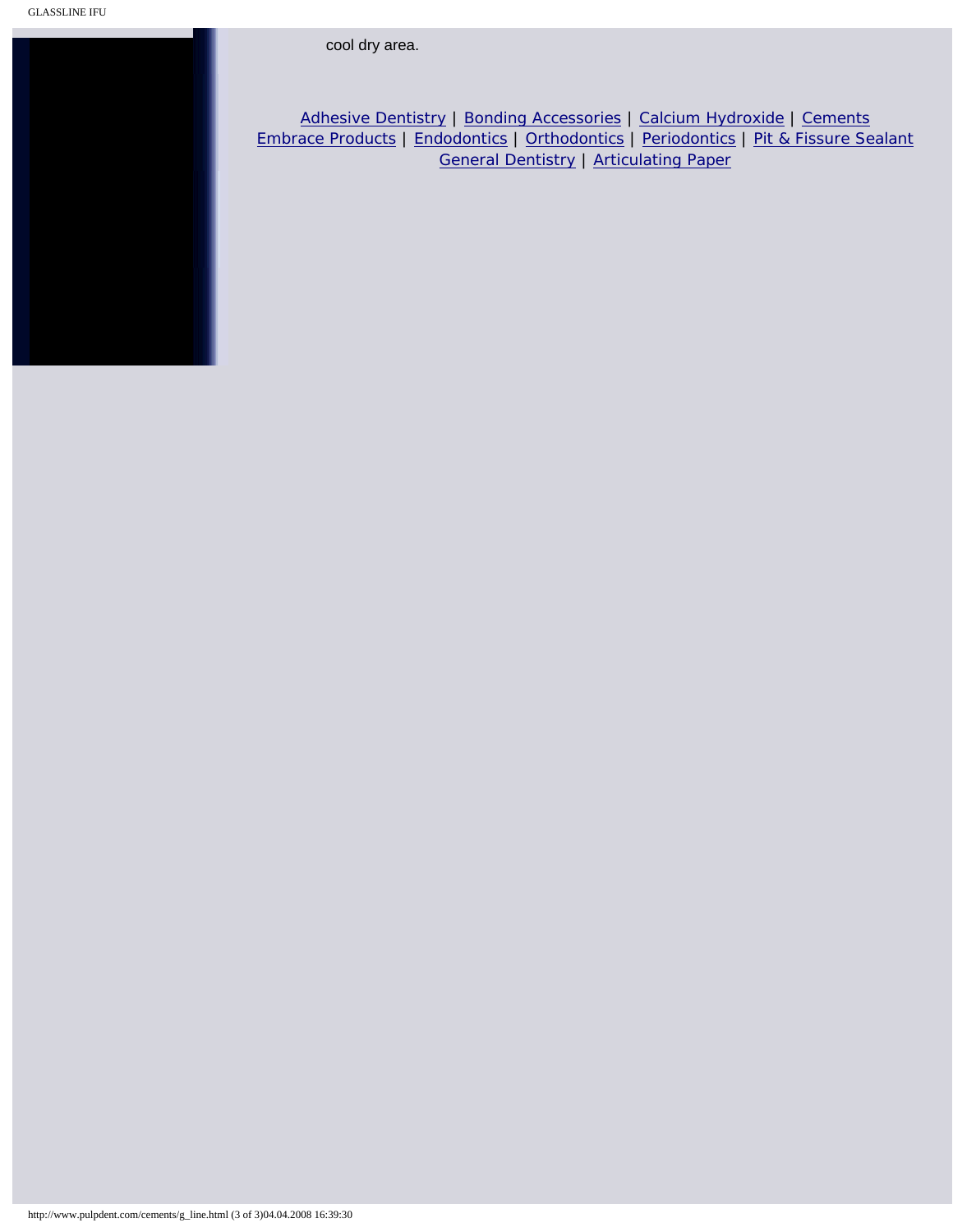cool dry area.

Adhesive Dentistry | Bonding Accessories | Calcium Hydroxide | Cements
Embrace Products | Endodontics | Orthodontics | Periodontics | Pit & Fissure Sealant
General Dentistry | Articulating Paper